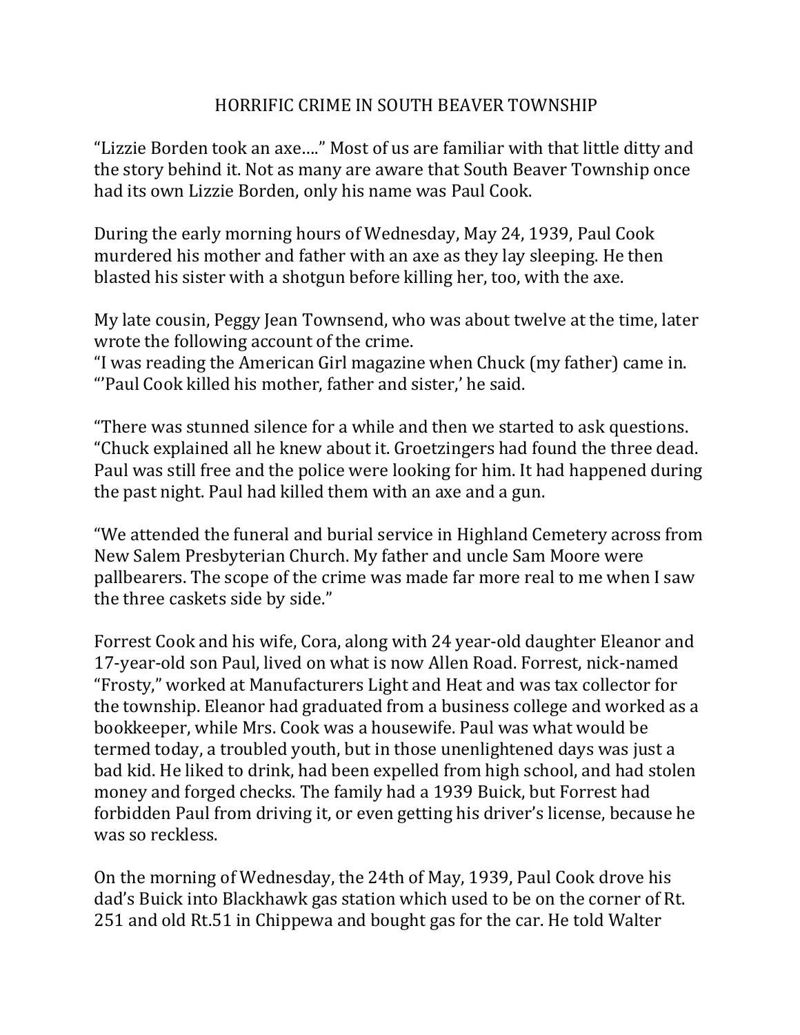# HORRIFIC CRIME IN SOUTH BEAVER TOWNSHIP

"Lizzie Borden took an axe…." Most of us are familiar with that little ditty and the story behind it. Not as many are aware that South Beaver Township once had its own Lizzie Borden, only his name was Paul Cook.

During the early morning hours of Wednesday, May 24, 1939, Paul Cook murdered his mother and father with an axe as they lay sleeping. He then blasted his sister with a shotgun before killing her, too, with the axe.

My late cousin, Peggy Jean Townsend, who was about twelve at the time, later wrote the following account of the crime.

"I was reading the American Girl magazine when Chuck (my father) came in. "'Paul Cook killed his mother, father and sister,' he said.

"There was stunned silence for a while and then we started to ask questions. "Chuck explained all he knew about it. Groetzingers had found the three dead. Paul was still free and the police were looking for him. It had happened during the past night. Paul had killed them with an axe and a gun.

"We attended the funeral and burial service in Highland Cemetery across from New Salem Presbyterian Church. My father and uncle Sam Moore were pallbearers. The scope of the crime was made far more real to me when I saw the three caskets side by side."

Forrest Cook and his wife, Cora, along with 24 year-old daughter Eleanor and 17-year-old son Paul, lived on what is now Allen Road. Forrest, nick-named "Frosty," worked at Manufacturers Light and Heat and was tax collector for the township. Eleanor had graduated from a business college and worked as a bookkeeper, while Mrs. Cook was a housewife. Paul was what would be termed today, a troubled youth, but in those unenlightened days was just a bad kid. He liked to drink, had been expelled from high school, and had stolen money and forged checks. The family had a 1939 Buick, but Forrest had forbidden Paul from driving it, or even getting his driver's license, because he was so reckless.

On the morning of Wednesday, the 24th of May, 1939, Paul Cook drove his dad's Buick into Blackhawk gas station which used to be on the corner of Rt. 251 and old Rt.51 in Chippewa and bought gas for the car. He told Walter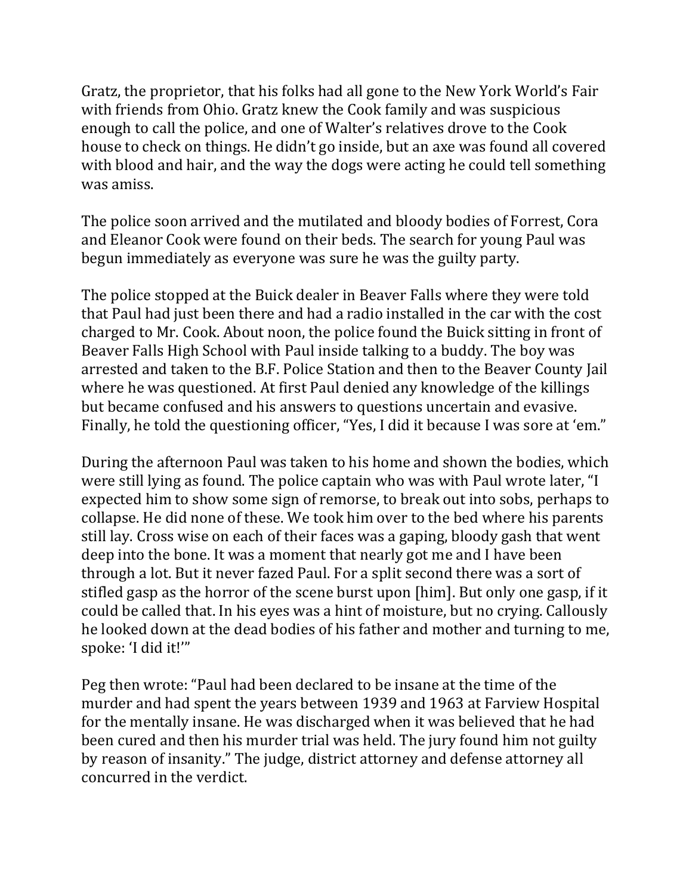Gratz, the proprietor, that his folks had all gone to the New York World's Fair with friends from Ohio. Gratz knew the Cook family and was suspicious enough to call the police, and one of Walter's relatives drove to the Cook house to check on things. He didn't go inside, but an axe was found all covered with blood and hair, and the way the dogs were acting he could tell something was amiss.

The police soon arrived and the mutilated and bloody bodies of Forrest, Cora and Eleanor Cook were found on their beds. The search for young Paul was begun immediately as everyone was sure he was the guilty party.

The police stopped at the Buick dealer in Beaver Falls where they were told that Paul had just been there and had a radio installed in the car with the cost charged to Mr. Cook. About noon, the police found the Buick sitting in front of Beaver Falls High School with Paul inside talking to a buddy. The boy was arrested and taken to the B.F. Police Station and then to the Beaver County Jail where he was questioned. At first Paul denied any knowledge of the killings but became confused and his answers to questions uncertain and evasive. Finally, he told the questioning officer, "Yes, I did it because I was sore at 'em."

During the afternoon Paul was taken to his home and shown the bodies, which were still lying as found. The police captain who was with Paul wrote later, "I expected him to show some sign of remorse, to break out into sobs, perhaps to collapse. He did none of these. We took him over to the bed where his parents still lay. Cross wise on each of their faces was a gaping, bloody gash that went deep into the bone. It was a moment that nearly got me and I have been through a lot. But it never fazed Paul. For a split second there was a sort of stifled gasp as the horror of the scene burst upon [him]. But only one gasp, if it could be called that. In his eyes was a hint of moisture, but no crying. Callously he looked down at the dead bodies of his father and mother and turning to me, spoke: 'I did it!'"

Peg then wrote: "Paul had been declared to be insane at the time of the murder and had spent the years between 1939 and 1963 at Farview Hospital for the mentally insane. He was discharged when it was believed that he had been cured and then his murder trial was held. The jury found him not guilty by reason of insanity." The judge, district attorney and defense attorney all concurred in the verdict.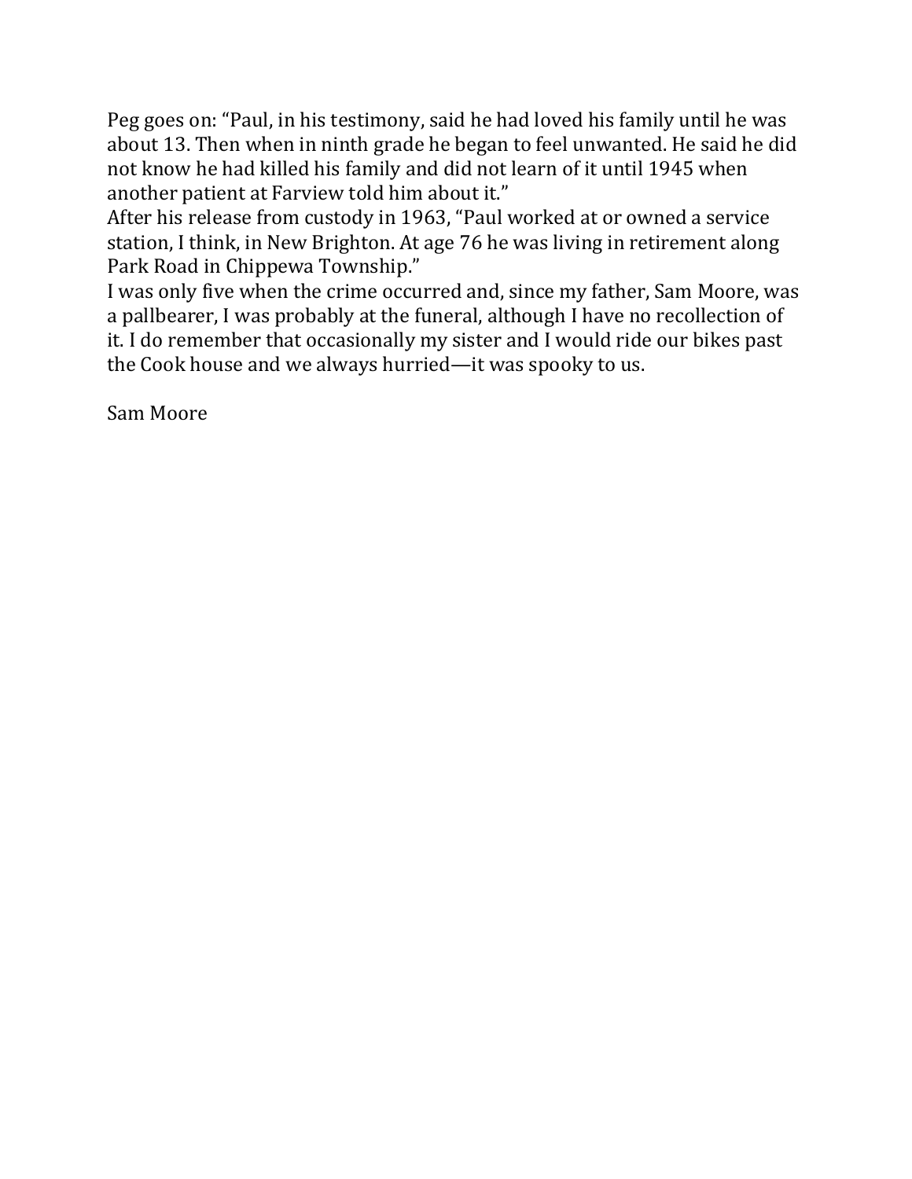Peg goes on: "Paul, in his testimony, said he had loved his family until he was about 13. Then when in ninth grade he began to feel unwanted. He said he did not know he had killed his family and did not learn of it until 1945 when another patient at Farview told him about it."

After his release from custody in 1963, "Paul worked at or owned a service station, I think, in New Brighton. At age 76 he was living in retirement along Park Road in Chippewa Township."

I was only five when the crime occurred and, since my father, Sam Moore, was a pallbearer, I was probably at the funeral, although I have no recollection of it. I do remember that occasionally my sister and I would ride our bikes past the Cook house and we always hurried—it was spooky to us.

Sam Moore